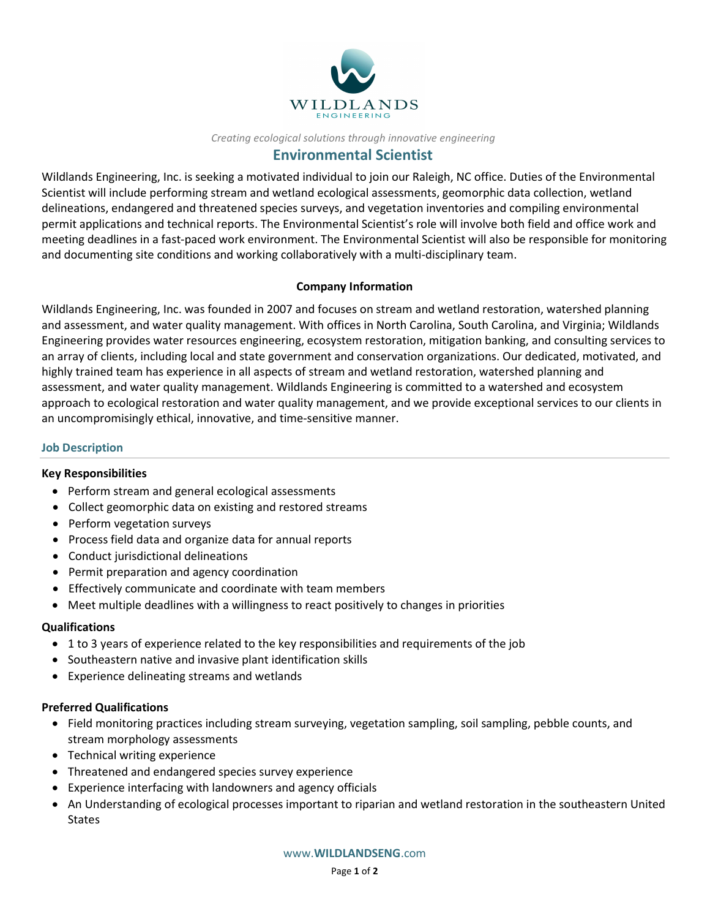WILDLANDS
ENGINEERING

*Creating ecological solutions through innovative engineering*

# Environmental Scientist

Wildlands Engineering, Inc. is seeking a motivated individual to join our Raleigh, NC office. Duties of the Environmental Scientist will include performing stream and wetland ecological assessments, geomorphic data collection, wetland delineations, endangered and threatened species surveys, and vegetation inventories and compiling environmental permit applications and technical reports. The Environmental Scientist's role will involve both field and office work and meeting deadlines in a fast-paced work environment. The Environmental Scientist will also be responsible for monitoring and documenting site conditions and working collaboratively with a multi-disciplinary team.

**Company Information**

Wildlands Engineering, Inc. was founded in 2007 and focuses on stream and wetland restoration, watershed planning and assessment, and water quality management. With offices in North Carolina, South Carolina, and Virginia; Wildlands Engineering provides water resources engineering, ecosystem restoration, mitigation banking, and consulting services to an array of clients, including local and state government and conservation organizations. Our dedicated, motivated, and highly trained team has experience in all aspects of stream and wetland restoration, watershed planning and assessment, and water quality management. Wildlands Engineering is committed to a watershed and ecosystem approach to ecological restoration and water quality management, and we provide exceptional services to our clients in an uncompromisingly ethical, innovative, and time-sensitive manner.

## Job Description

**Key Responsibilities**

- Perform stream and general ecological assessments
- Collect geomorphic data on existing and restored streams
- Perform vegetation surveys
- Process field data and organize data for annual reports
- Conduct jurisdictional delineations
- Permit preparation and agency coordination
- Effectively communicate and coordinate with team members
- Meet multiple deadlines with a willingness to react positively to changes in priorities

**Qualifications**

- 1 to 3 years of experience related to the key responsibilities and requirements of the job
- Southeastern native and invasive plant identification skills
- Experience delineating streams and wetlands

**Preferred Qualifications**

- Field monitoring practices including stream surveying, vegetation sampling, soil sampling, pebble counts, and stream morphology assessments
- Technical writing experience
- Threatened and endangered species survey experience
- Experience interfacing with landowners and agency officials
- An Understanding of ecological processes important to riparian and wetland restoration in the southeastern United States

www.WILDLANDSENG.com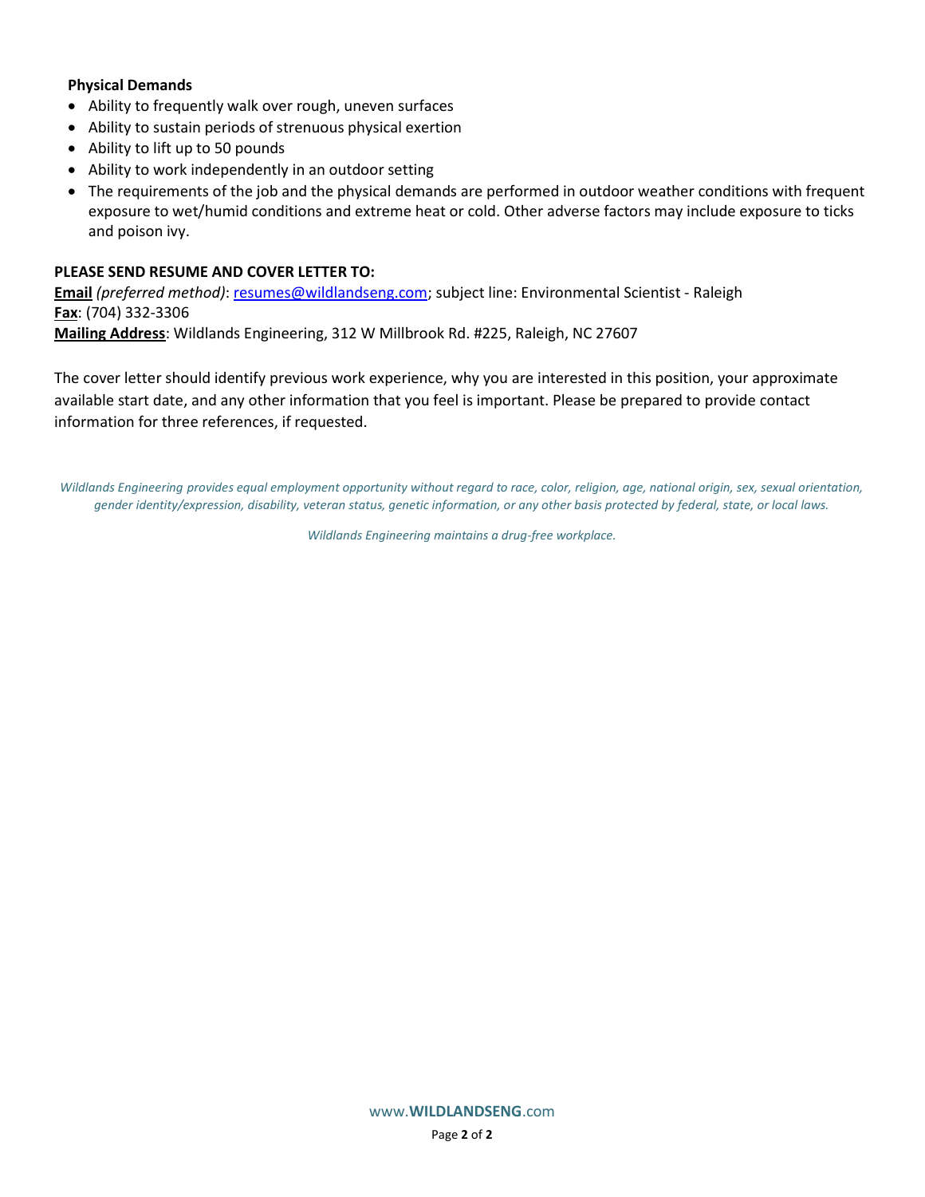**Physical Demands**

- Ability to frequently walk over rough, uneven surfaces
- Ability to sustain periods of strenuous physical exertion
- Ability to lift up to 50 pounds
- Ability to work independently in an outdoor setting
- The requirements of the job and the physical demands are performed in outdoor weather conditions with frequent exposure to wet/humid conditions and extreme heat or cold. Other adverse factors may include exposure to ticks and poison ivy.

**PLEASE SEND RESUME AND COVER LETTER TO:**

**Email** *(preferred method)*: resumes@wildlandseng.com; subject line: Environmental Scientist - Raleigh
**Fax**: (704) 332-3306
**Mailing Address**: Wildlands Engineering, 312 W Millbrook Rd. #225, Raleigh, NC 27607

The cover letter should identify previous work experience, why you are interested in this position, your approximate available start date, and any other information that you feel is important. Please be prepared to provide contact information for three references, if requested.

*Wildlands Engineering provides equal employment opportunity without regard to race, color, religion, age, national origin, sex, sexual orientation, gender identity/expression, disability, veteran status, genetic information, or any other basis protected by federal, state, or local laws.*

*Wildlands Engineering maintains a drug-free workplace.*

www.**WILDLANDSENG**.com